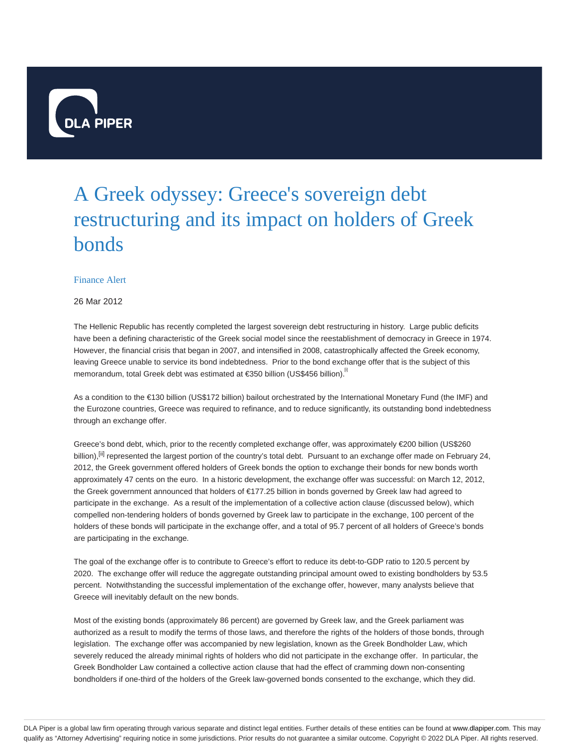# A Greek odyssey: Greece's sovereign debt restructuring and its impact on holders of Greek bonds

Finance Alert

26 Mar 2012

The Hellenic Republic has recently completed the largest sovereign debt restructuring in history. Large public deficits have been a defining characteristic of the Greek social model since the reestablishment of democracy in Greece in 1974. However, the financial crisis that began in 2007, and intensified in 2008, catastrophically affected the Greek economy, leaving Greece unable to service its bond indebtedness. Prior to the bond exchange offer that is the subject of this memorandum, total Greek debt was estimated at €350 billion (US$456 billion).[i]

As a condition to the €130 billion (US$172 billion) bailout orchestrated by the International Monetary Fund (the IMF) and the Eurozone countries, Greece was required to refinance, and to reduce significantly, its outstanding bond indebtedness through an exchange offer.

Greece's bond debt, which, prior to the recently completed exchange offer, was approximately €200 billion (US$260 billion),[ii] represented the largest portion of the country's total debt. Pursuant to an exchange offer made on February 24, 2012, the Greek government offered holders of Greek bonds the option to exchange their bonds for new bonds worth approximately 47 cents on the euro. In a historic development, the exchange offer was successful: on March 12, 2012, the Greek government announced that holders of €177.25 billion in bonds governed by Greek law had agreed to participate in the exchange. As a result of the implementation of a collective action clause (discussed below), which compelled non-tendering holders of bonds governed by Greek law to participate in the exchange, 100 percent of the holders of these bonds will participate in the exchange offer, and a total of 95.7 percent of all holders of Greece's bonds are participating in the exchange.

The goal of the exchange offer is to contribute to Greece's effort to reduce its debt-to-GDP ratio to 120.5 percent by 2020. The exchange offer will reduce the aggregate outstanding principal amount owed to existing bondholders by 53.5 percent. Notwithstanding the successful implementation of the exchange offer, however, many analysts believe that Greece will inevitably default on the new bonds.

Most of the existing bonds (approximately 86 percent) are governed by Greek law, and the Greek parliament was authorized as a result to modify the terms of those laws, and therefore the rights of the holders of those bonds, through legislation. The exchange offer was accompanied by new legislation, known as the Greek Bondholder Law, which severely reduced the already minimal rights of holders who did not participate in the exchange offer. In particular, the Greek Bondholder Law contained a collective action clause that had the effect of cramming down non-consenting bondholders if one-third of the holders of the Greek law-governed bonds consented to the exchange, which they did.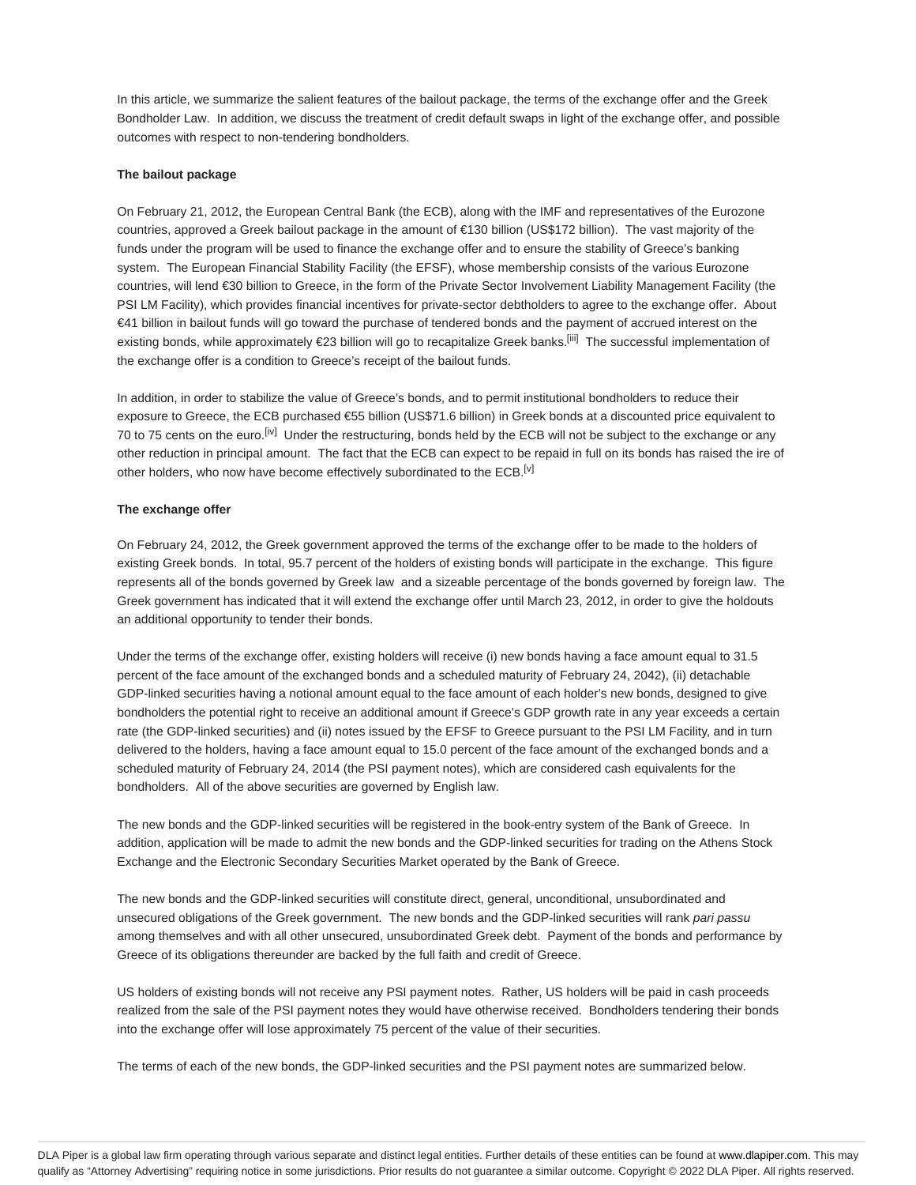In this article, we summarize the salient features of the bailout package, the terms of the exchange offer and the Greek Bondholder Law. In addition, we discuss the treatment of credit default swaps in light of the exchange offer, and possible outcomes with respect to non-tendering bondholders.

**The bailout package**

On February 21, 2012, the European Central Bank (the ECB), along with the IMF and representatives of the Eurozone countries, approved a Greek bailout package in the amount of €130 billion (US$172 billion). The vast majority of the funds under the program will be used to finance the exchange offer and to ensure the stability of Greece's banking system. The European Financial Stability Facility (the EFSF), whose membership consists of the various Eurozone countries, will lend €30 billion to Greece, in the form of the Private Sector Involvement Liability Management Facility (the PSI LM Facility), which provides financial incentives for private-sector debtholders to agree to the exchange offer. About €41 billion in bailout funds will go toward the purchase of tendered bonds and the payment of accrued interest on the existing bonds, while approximately €23 billion will go to recapitalize Greek banks.[iii] The successful implementation of the exchange offer is a condition to Greece's receipt of the bailout funds.

In addition, in order to stabilize the value of Greece's bonds, and to permit institutional bondholders to reduce their exposure to Greece, the ECB purchased €55 billion (US$71.6 billion) in Greek bonds at a discounted price equivalent to 70 to 75 cents on the euro.[iv] Under the restructuring, bonds held by the ECB will not be subject to the exchange or any other reduction in principal amount. The fact that the ECB can expect to be repaid in full on its bonds has raised the ire of other holders, who now have become effectively subordinated to the ECB.[v]

**The exchange offer**

On February 24, 2012, the Greek government approved the terms of the exchange offer to be made to the holders of existing Greek bonds. In total, 95.7 percent of the holders of existing bonds will participate in the exchange. This figure represents all of the bonds governed by Greek law and a sizeable percentage of the bonds governed by foreign law. The Greek government has indicated that it will extend the exchange offer until March 23, 2012, in order to give the holdouts an additional opportunity to tender their bonds.

Under the terms of the exchange offer, existing holders will receive (i) new bonds having a face amount equal to 31.5 percent of the face amount of the exchanged bonds and a scheduled maturity of February 24, 2042), (ii) detachable GDP-linked securities having a notional amount equal to the face amount of each holder's new bonds, designed to give bondholders the potential right to receive an additional amount if Greece's GDP growth rate in any year exceeds a certain rate (the GDP-linked securities) and (ii) notes issued by the EFSF to Greece pursuant to the PSI LM Facility, and in turn delivered to the holders, having a face amount equal to 15.0 percent of the face amount of the exchanged bonds and a scheduled maturity of February 24, 2014 (the PSI payment notes), which are considered cash equivalents for the bondholders. All of the above securities are governed by English law.

The new bonds and the GDP-linked securities will be registered in the book-entry system of the Bank of Greece. In addition, application will be made to admit the new bonds and the GDP-linked securities for trading on the Athens Stock Exchange and the Electronic Secondary Securities Market operated by the Bank of Greece.

The new bonds and the GDP-linked securities will constitute direct, general, unconditional, unsubordinated and unsecured obligations of the Greek government. The new bonds and the GDP-linked securities will rank *pari passu* among themselves and with all other unsecured, unsubordinated Greek debt. Payment of the bonds and performance by Greece of its obligations thereunder are backed by the full faith and credit of Greece.

US holders of existing bonds will not receive any PSI payment notes. Rather, US holders will be paid in cash proceeds realized from the sale of the PSI payment notes they would have otherwise received. Bondholders tendering their bonds into the exchange offer will lose approximately 75 percent of the value of their securities.

The terms of each of the new bonds, the GDP-linked securities and the PSI payment notes are summarized below.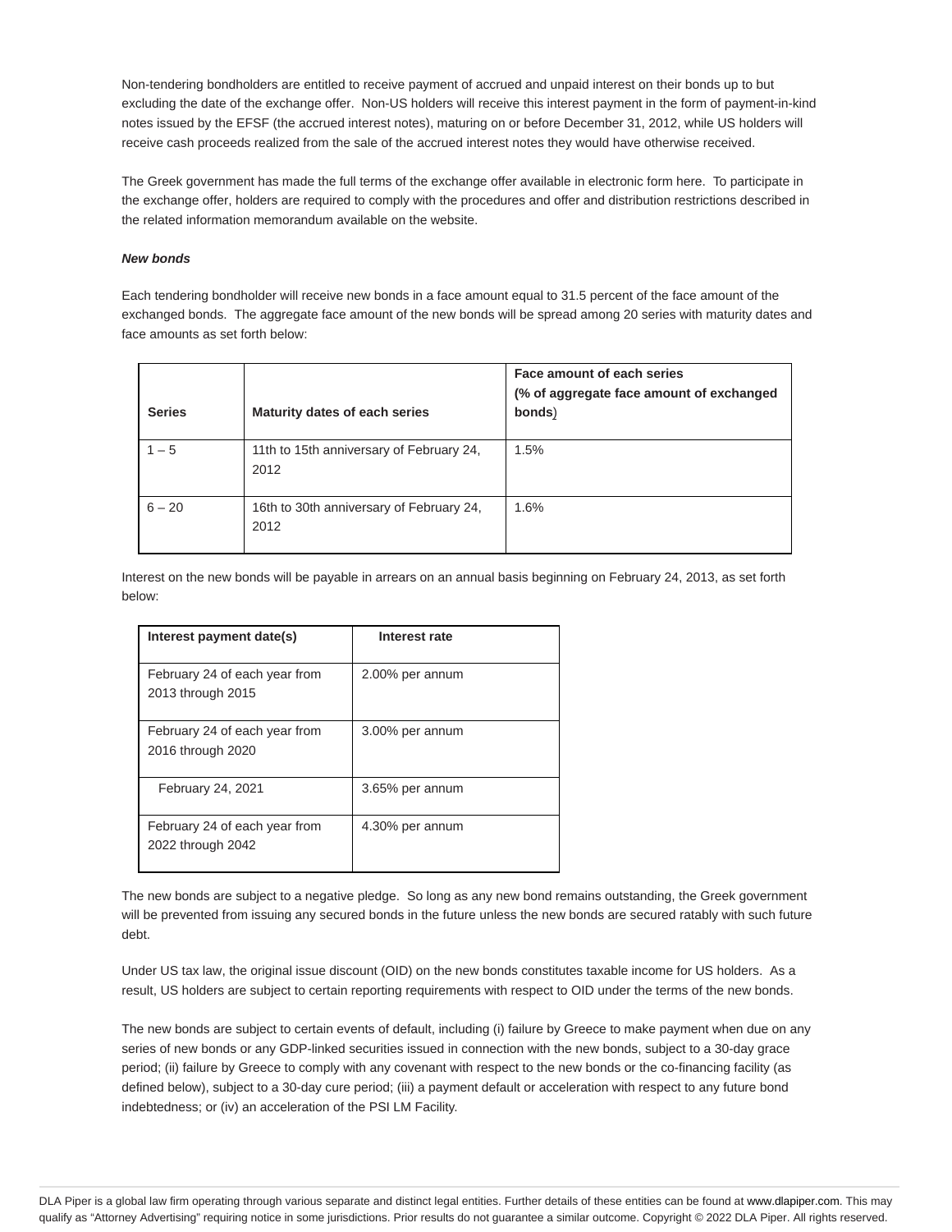Non-tendering bondholders are entitled to receive payment of accrued and unpaid interest on their bonds up to but excluding the date of the exchange offer. Non-US holders will receive this interest payment in the form of payment-in-kind notes issued by the EFSF (the accrued interest notes), maturing on or before December 31, 2012, while US holders will receive cash proceeds realized from the sale of the accrued interest notes they would have otherwise received.

The Greek government has made the full terms of the exchange offer available in electronic form here. To participate in the exchange offer, holders are required to comply with the procedures and offer and distribution restrictions described in the related information memorandum available on the website.

***New bonds***

Each tendering bondholder will receive new bonds in a face amount equal to 31.5 percent of the face amount of the exchanged bonds. The aggregate face amount of the new bonds will be spread among 20 series with maturity dates and face amounts as set forth below:

| **Series** | **Maturity dates of each series** | **Face amount of each series (% of aggregate face amount of exchanged bonds)** |
|---|---|---|
| 1 – 5 | 11th to 15th anniversary of February 24, 2012 | 1.5% |
| 6 – 20 | 16th to 30th anniversary of February 24, 2012 | 1.6% |

Interest on the new bonds will be payable in arrears on an annual basis beginning on February 24, 2013, as set forth below:

| **Interest payment date(s)** | **Interest rate** |
|---|---|
| February 24 of each year from 2013 through 2015 | 2.00% per annum |
| February 24 of each year from 2016 through 2020 | 3.00% per annum |
| February 24, 2021 | 3.65% per annum |
| February 24 of each year from 2022 through 2042 | 4.30% per annum |

The new bonds are subject to a negative pledge. So long as any new bond remains outstanding, the Greek government will be prevented from issuing any secured bonds in the future unless the new bonds are secured ratably with such future debt.

Under US tax law, the original issue discount (OID) on the new bonds constitutes taxable income for US holders. As a result, US holders are subject to certain reporting requirements with respect to OID under the terms of the new bonds.

The new bonds are subject to certain events of default, including (i) failure by Greece to make payment when due on any series of new bonds or any GDP-linked securities issued in connection with the new bonds, subject to a 30-day grace period; (ii) failure by Greece to comply with any covenant with respect to the new bonds or the co-financing facility (as defined below), subject to a 30-day cure period; (iii) a payment default or acceleration with respect to any future bond indebtedness; or (iv) an acceleration of the PSI LM Facility.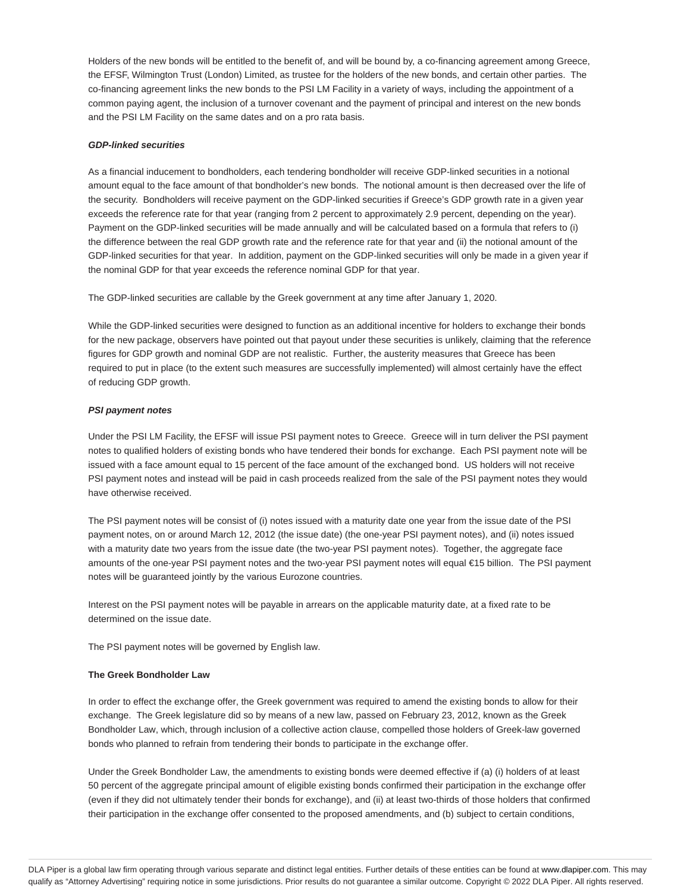Holders of the new bonds will be entitled to the benefit of, and will be bound by, a co-financing agreement among Greece, the EFSF, Wilmington Trust (London) Limited, as trustee for the holders of the new bonds, and certain other parties. The co-financing agreement links the new bonds to the PSI LM Facility in a variety of ways, including the appointment of a common paying agent, the inclusion of a turnover covenant and the payment of principal and interest on the new bonds and the PSI LM Facility on the same dates and on a pro rata basis.

***GDP-linked securities***

As a financial inducement to bondholders, each tendering bondholder will receive GDP-linked securities in a notional amount equal to the face amount of that bondholder's new bonds. The notional amount is then decreased over the life of the security. Bondholders will receive payment on the GDP-linked securities if Greece's GDP growth rate in a given year exceeds the reference rate for that year (ranging from 2 percent to approximately 2.9 percent, depending on the year). Payment on the GDP-linked securities will be made annually and will be calculated based on a formula that refers to (i) the difference between the real GDP growth rate and the reference rate for that year and (ii) the notional amount of the GDP-linked securities for that year. In addition, payment on the GDP-linked securities will only be made in a given year if the nominal GDP for that year exceeds the reference nominal GDP for that year.

The GDP-linked securities are callable by the Greek government at any time after January 1, 2020.

While the GDP-linked securities were designed to function as an additional incentive for holders to exchange their bonds for the new package, observers have pointed out that payout under these securities is unlikely, claiming that the reference figures for GDP growth and nominal GDP are not realistic. Further, the austerity measures that Greece has been required to put in place (to the extent such measures are successfully implemented) will almost certainly have the effect of reducing GDP growth.

***PSI payment notes***

Under the PSI LM Facility, the EFSF will issue PSI payment notes to Greece. Greece will in turn deliver the PSI payment notes to qualified holders of existing bonds who have tendered their bonds for exchange. Each PSI payment note will be issued with a face amount equal to 15 percent of the face amount of the exchanged bond. US holders will not receive PSI payment notes and instead will be paid in cash proceeds realized from the sale of the PSI payment notes they would have otherwise received.

The PSI payment notes will be consist of (i) notes issued with a maturity date one year from the issue date of the PSI payment notes, on or around March 12, 2012 (the issue date) (the one-year PSI payment notes), and (ii) notes issued with a maturity date two years from the issue date (the two-year PSI payment notes). Together, the aggregate face amounts of the one-year PSI payment notes and the two-year PSI payment notes will equal €15 billion. The PSI payment notes will be guaranteed jointly by the various Eurozone countries.

Interest on the PSI payment notes will be payable in arrears on the applicable maturity date, at a fixed rate to be determined on the issue date.

The PSI payment notes will be governed by English law.

**The Greek Bondholder Law**

In order to effect the exchange offer, the Greek government was required to amend the existing bonds to allow for their exchange. The Greek legislature did so by means of a new law, passed on February 23, 2012, known as the Greek Bondholder Law, which, through inclusion of a collective action clause, compelled those holders of Greek-law governed bonds who planned to refrain from tendering their bonds to participate in the exchange offer.

Under the Greek Bondholder Law, the amendments to existing bonds were deemed effective if (a) (i) holders of at least 50 percent of the aggregate principal amount of eligible existing bonds confirmed their participation in the exchange offer (even if they did not ultimately tender their bonds for exchange), and (ii) at least two-thirds of those holders that confirmed their participation in the exchange offer consented to the proposed amendments, and (b) subject to certain conditions,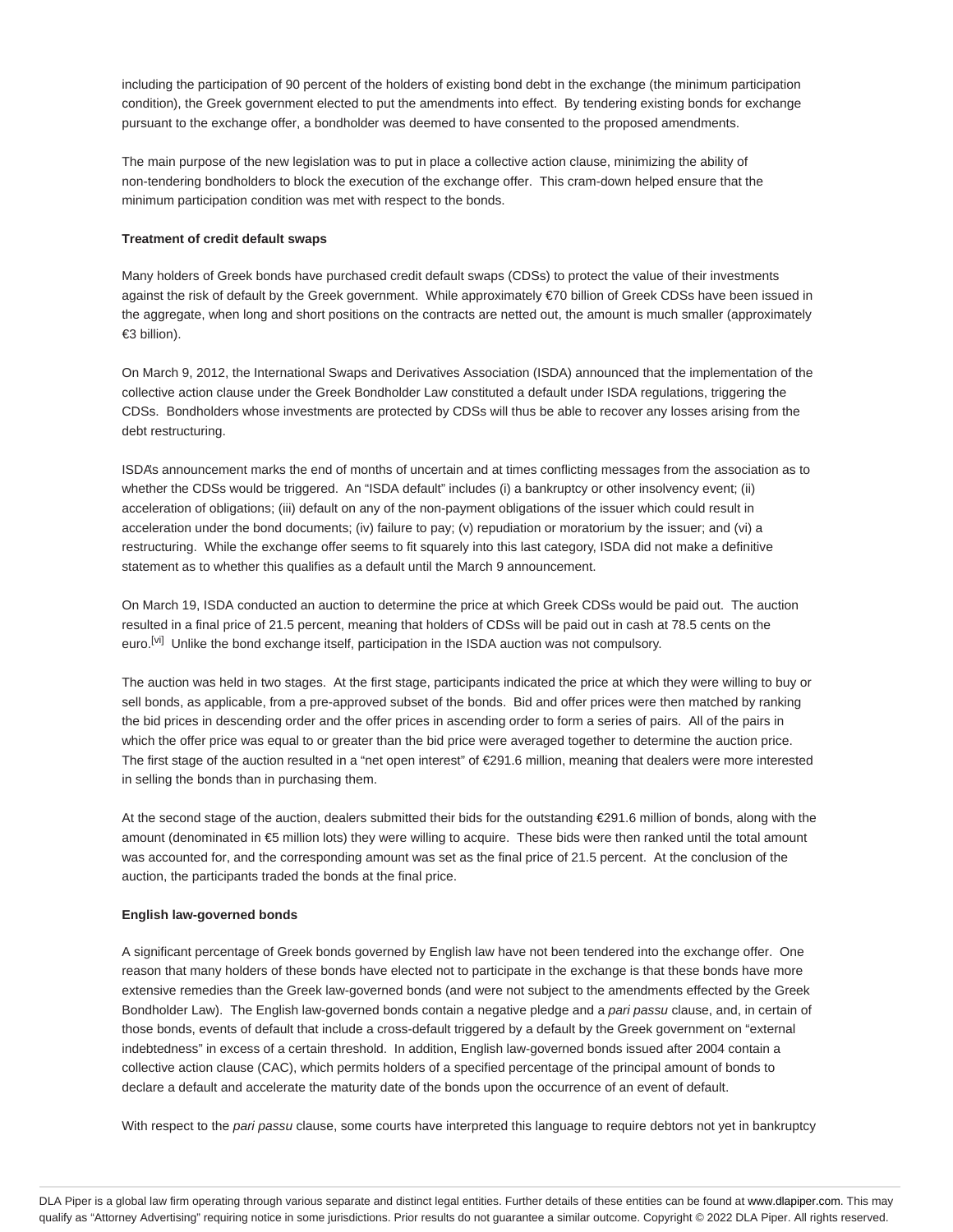including the participation of 90 percent of the holders of existing bond debt in the exchange (the minimum participation condition), the Greek government elected to put the amendments into effect. By tendering existing bonds for exchange pursuant to the exchange offer, a bondholder was deemed to have consented to the proposed amendments.

The main purpose of the new legislation was to put in place a collective action clause, minimizing the ability of non-tendering bondholders to block the execution of the exchange offer. This cram-down helped ensure that the minimum participation condition was met with respect to the bonds.

**Treatment of credit default swaps**

Many holders of Greek bonds have purchased credit default swaps (CDSs) to protect the value of their investments against the risk of default by the Greek government. While approximately €70 billion of Greek CDSs have been issued in the aggregate, when long and short positions on the contracts are netted out, the amount is much smaller (approximately €3 billion).

On March 9, 2012, the International Swaps and Derivatives Association (ISDA) announced that the implementation of the collective action clause under the Greek Bondholder Law constituted a default under ISDA regulations, triggering the CDSs. Bondholders whose investments are protected by CDSs will thus be able to recover any losses arising from the debt restructuring.

ISDA's announcement marks the end of months of uncertain and at times conflicting messages from the association as to whether the CDSs would be triggered. An "ISDA default" includes (i) a bankruptcy or other insolvency event; (ii) acceleration of obligations; (iii) default on any of the non-payment obligations of the issuer which could result in acceleration under the bond documents; (iv) failure to pay; (v) repudiation or moratorium by the issuer; and (vi) a restructuring. While the exchange offer seems to fit squarely into this last category, ISDA did not make a definitive statement as to whether this qualifies as a default until the March 9 announcement.

On March 19, ISDA conducted an auction to determine the price at which Greek CDSs would be paid out. The auction resulted in a final price of 21.5 percent, meaning that holders of CDSs will be paid out in cash at 78.5 cents on the euro.[vi] Unlike the bond exchange itself, participation in the ISDA auction was not compulsory.

The auction was held in two stages. At the first stage, participants indicated the price at which they were willing to buy or sell bonds, as applicable, from a pre-approved subset of the bonds. Bid and offer prices were then matched by ranking the bid prices in descending order and the offer prices in ascending order to form a series of pairs. All of the pairs in which the offer price was equal to or greater than the bid price were averaged together to determine the auction price. The first stage of the auction resulted in a "net open interest" of €291.6 million, meaning that dealers were more interested in selling the bonds than in purchasing them.

At the second stage of the auction, dealers submitted their bids for the outstanding €291.6 million of bonds, along with the amount (denominated in €5 million lots) they were willing to acquire. These bids were then ranked until the total amount was accounted for, and the corresponding amount was set as the final price of 21.5 percent. At the conclusion of the auction, the participants traded the bonds at the final price.

**English law-governed bonds**

A significant percentage of Greek bonds governed by English law have not been tendered into the exchange offer. One reason that many holders of these bonds have elected not to participate in the exchange is that these bonds have more extensive remedies than the Greek law-governed bonds (and were not subject to the amendments effected by the Greek Bondholder Law). The English law-governed bonds contain a negative pledge and a *pari passu* clause, and, in certain of those bonds, events of default that include a cross-default triggered by a default by the Greek government on "external indebtedness" in excess of a certain threshold. In addition, English law-governed bonds issued after 2004 contain a collective action clause (CAC), which permits holders of a specified percentage of the principal amount of bonds to declare a default and accelerate the maturity date of the bonds upon the occurrence of an event of default.

With respect to the *pari passu* clause, some courts have interpreted this language to require debtors not yet in bankruptcy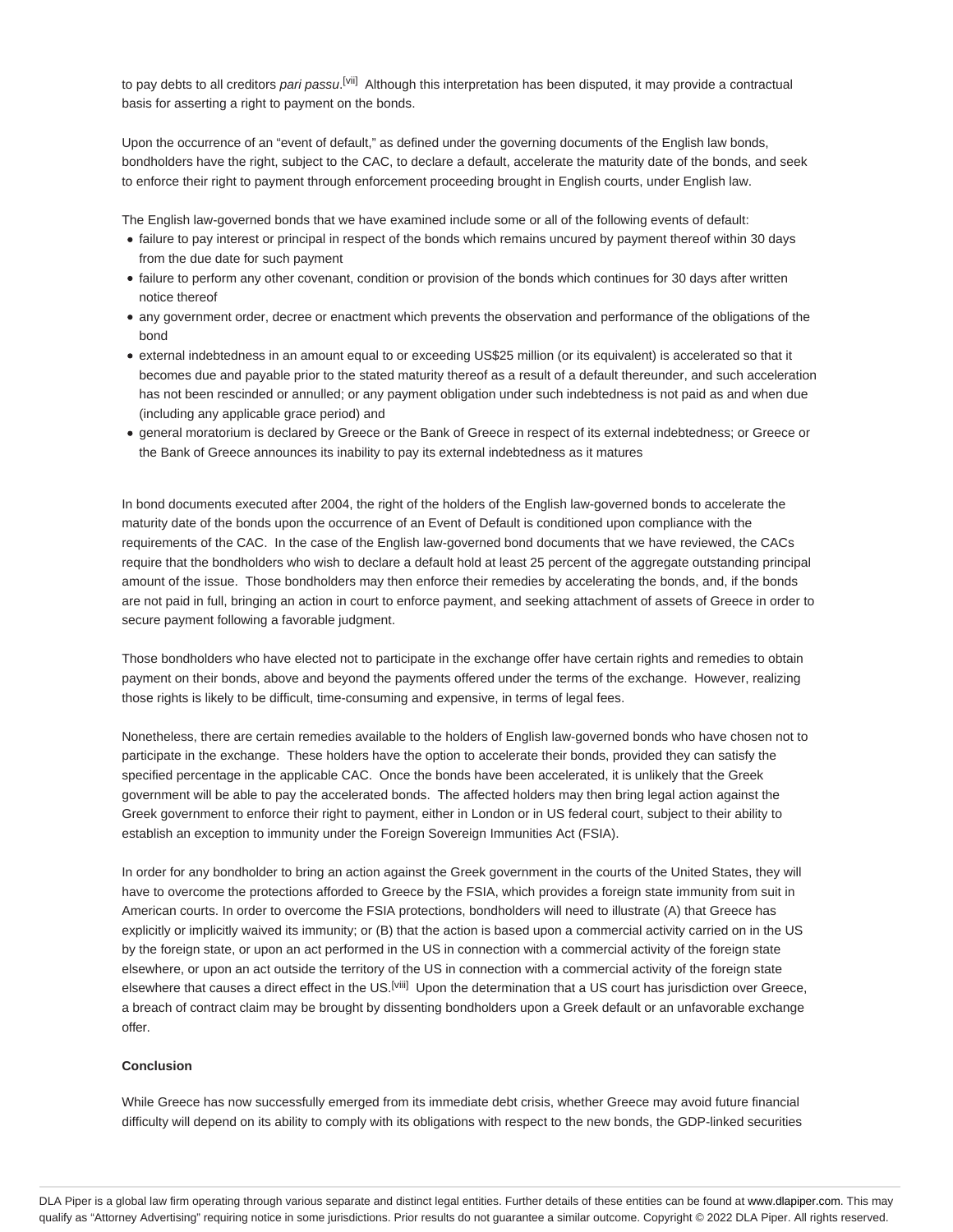to pay debts to all creditors *pari passu*.[vii] Although this interpretation has been disputed, it may provide a contractual basis for asserting a right to payment on the bonds.

Upon the occurrence of an "event of default," as defined under the governing documents of the English law bonds, bondholders have the right, subject to the CAC, to declare a default, accelerate the maturity date of the bonds, and seek to enforce their right to payment through enforcement proceeding brought in English courts, under English law.

The English law-governed bonds that we have examined include some or all of the following events of default:

- failure to pay interest or principal in respect of the bonds which remains uncured by payment thereof within 30 days from the due date for such payment
- failure to perform any other covenant, condition or provision of the bonds which continues for 30 days after written notice thereof
- any government order, decree or enactment which prevents the observation and performance of the obligations of the bond
- external indebtedness in an amount equal to or exceeding US$25 million (or its equivalent) is accelerated so that it becomes due and payable prior to the stated maturity thereof as a result of a default thereunder, and such acceleration has not been rescinded or annulled; or any payment obligation under such indebtedness is not paid as and when due (including any applicable grace period) and
- general moratorium is declared by Greece or the Bank of Greece in respect of its external indebtedness; or Greece or the Bank of Greece announces its inability to pay its external indebtedness as it matures

In bond documents executed after 2004, the right of the holders of the English law-governed bonds to accelerate the maturity date of the bonds upon the occurrence of an Event of Default is conditioned upon compliance with the requirements of the CAC. In the case of the English law-governed bond documents that we have reviewed, the CACs require that the bondholders who wish to declare a default hold at least 25 percent of the aggregate outstanding principal amount of the issue. Those bondholders may then enforce their remedies by accelerating the bonds, and, if the bonds are not paid in full, bringing an action in court to enforce payment, and seeking attachment of assets of Greece in order to secure payment following a favorable judgment.

Those bondholders who have elected not to participate in the exchange offer have certain rights and remedies to obtain payment on their bonds, above and beyond the payments offered under the terms of the exchange. However, realizing those rights is likely to be difficult, time-consuming and expensive, in terms of legal fees.

Nonetheless, there are certain remedies available to the holders of English law-governed bonds who have chosen not to participate in the exchange. These holders have the option to accelerate their bonds, provided they can satisfy the specified percentage in the applicable CAC. Once the bonds have been accelerated, it is unlikely that the Greek government will be able to pay the accelerated bonds. The affected holders may then bring legal action against the Greek government to enforce their right to payment, either in London or in US federal court, subject to their ability to establish an exception to immunity under the Foreign Sovereign Immunities Act (FSIA).

In order for any bondholder to bring an action against the Greek government in the courts of the United States, they will have to overcome the protections afforded to Greece by the FSIA, which provides a foreign state immunity from suit in American courts. In order to overcome the FSIA protections, bondholders will need to illustrate (A) that Greece has explicitly or implicitly waived its immunity; or (B) that the action is based upon a commercial activity carried on in the US by the foreign state, or upon an act performed in the US in connection with a commercial activity of the foreign state elsewhere, or upon an act outside the territory of the US in connection with a commercial activity of the foreign state elsewhere that causes a direct effect in the US.[viii] Upon the determination that a US court has jurisdiction over Greece, a breach of contract claim may be brought by dissenting bondholders upon a Greek default or an unfavorable exchange offer.

**Conclusion**

While Greece has now successfully emerged from its immediate debt crisis, whether Greece may avoid future financial difficulty will depend on its ability to comply with its obligations with respect to the new bonds, the GDP-linked securities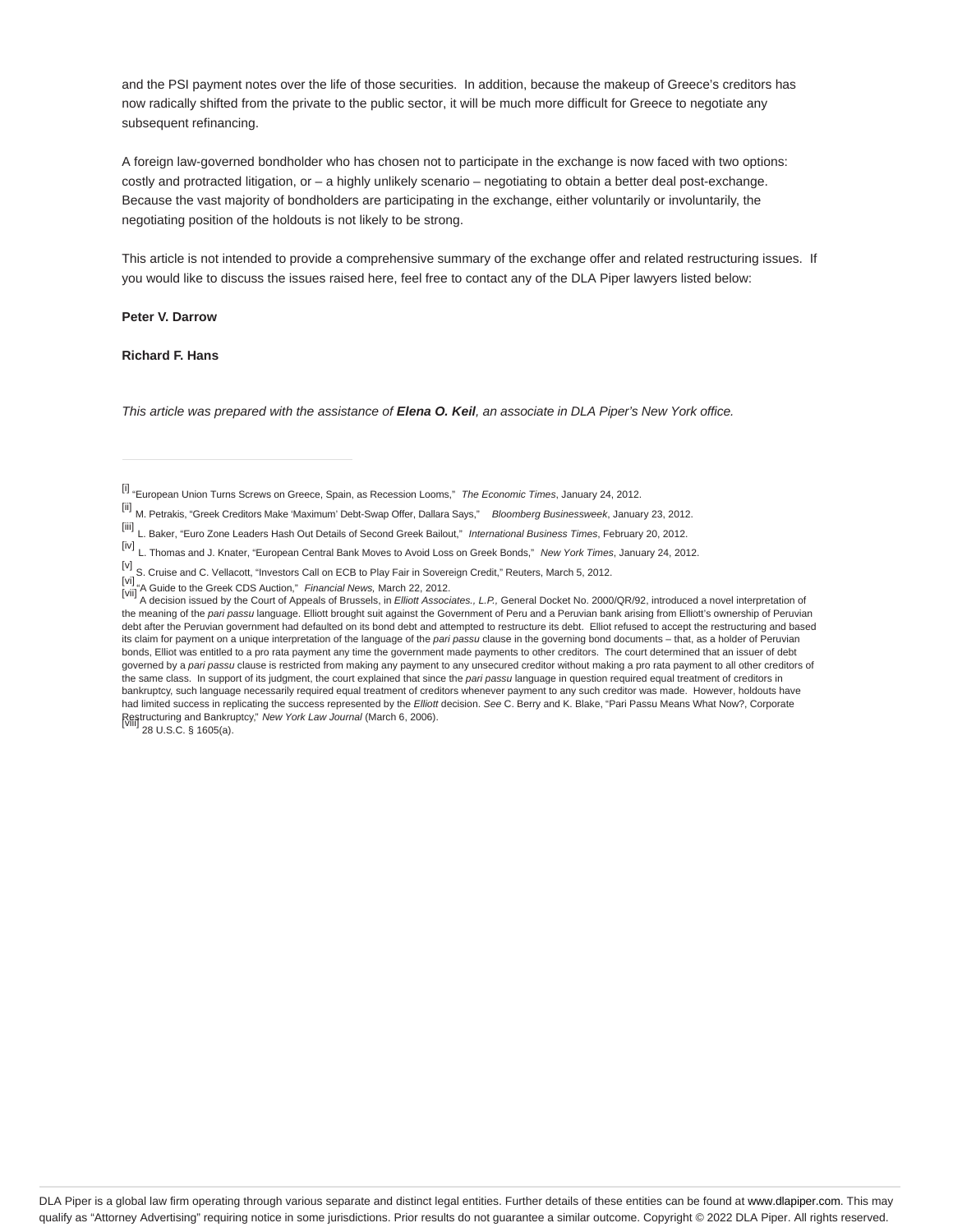and the PSI payment notes over the life of those securities. In addition, because the makeup of Greece's creditors has now radically shifted from the private to the public sector, it will be much more difficult for Greece to negotiate any subsequent refinancing.

A foreign law-governed bondholder who has chosen not to participate in the exchange is now faced with two options: costly and protracted litigation, or – a highly unlikely scenario – negotiating to obtain a better deal post-exchange. Because the vast majority of bondholders are participating in the exchange, either voluntarily or involuntarily, the negotiating position of the holdouts is not likely to be strong.

This article is not intended to provide a comprehensive summary of the exchange offer and related restructuring issues. If you would like to discuss the issues raised here, feel free to contact any of the DLA Piper lawyers listed below:

**Peter V. Darrow**

**Richard F. Hans**

*This article was prepared with the assistance of* ***Elena O. Keil****, an associate in DLA Piper's New York office.*

---

[i] "European Union Turns Screws on Greece, Spain, as Recession Looms," *The Economic Times*, January 24, 2012.

[ii] M. Petrakis, "Greek Creditors Make 'Maximum' Debt-Swap Offer, Dallara Says," *Bloomberg Businessweek*, January 23, 2012.

[iii] L. Baker, "Euro Zone Leaders Hash Out Details of Second Greek Bailout," *International Business Times*, February 20, 2012.

[iv] L. Thomas and J. Knater, "European Central Bank Moves to Avoid Loss on Greek Bonds," *New York Times*, January 24, 2012.

[v] S. Cruise and C. Vellacott, "Investors Call on ECB to Play Fair in Sovereign Credit," Reuters, March 5, 2012.

[vi] "A Guide to the Greek CDS Auction," *Financial News,* March 22, 2012.

[vii] A decision issued by the Court of Appeals of Brussels, in *Elliott Associates., L.P.,* General Docket No. 2000/QR/92, introduced a novel interpretation of the meaning of the *pari passu* language. Elliott brought suit against the Government of Peru and a Peruvian bank arising from Elliott's ownership of Peruvian debt after the Peruvian government had defaulted on its bond debt and attempted to restructure its debt. Elliot refused to accept the restructuring and based its claim for payment on a unique interpretation of the language of the *pari passu* clause in the governing bond documents – that, as a holder of Peruvian bonds, Elliot was entitled to a pro rata payment any time the government made payments to other creditors. The court determined that an issuer of debt governed by a *pari passu* clause is restricted from making any payment to any unsecured creditor without making a pro rata payment to all other creditors of the same class. In support of its judgment, the court explained that since the *pari passu* language in question required equal treatment of creditors in bankruptcy, such language necessarily required equal treatment of creditors whenever payment to any such creditor was made. However, holdouts have had limited success in replicating the success represented by the *Elliott* decision. *See* C. Berry and K. Blake, "Pari Passu Means What Now?, Corporate Restructuring and Bankruptcy," *New York Law Journal* (March 6, 2006).

[viii] 28 U.S.C. § 1605(a).